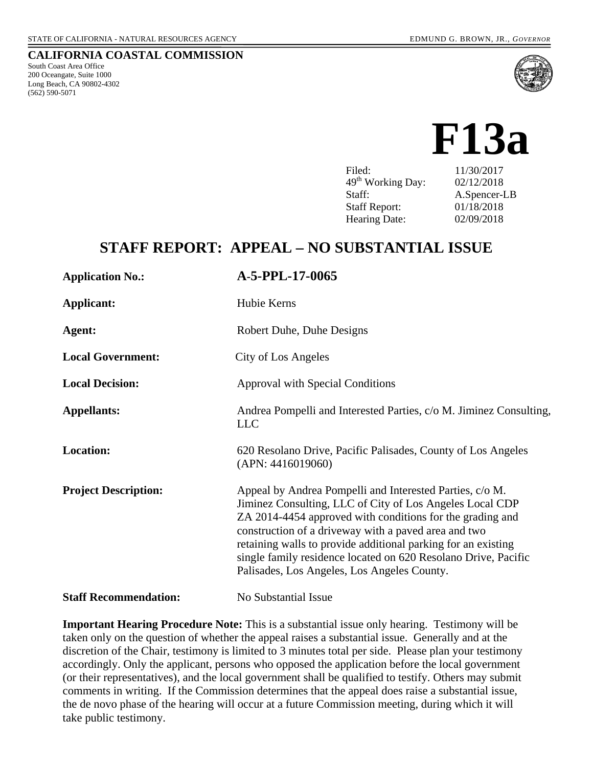STATE OF CALIFORNIA - NATURAL RESOURCES AGENCY　　　　EDMUND G. BROWN, JR., *GOVERNOR*

**CALIFORNIA COASTAL COMMISSION**
South Coast Area Office
200 Oceangate, Suite 1000
Long Beach, CA 90802-4302
(562) 590-5071

# F13a

| | |
|---|---|
| Filed: | 11/30/2017 |
| 49th Working Day: | 02/12/2018 |
| Staff: | A.Spencer-LB |
| Staff Report: | 01/18/2018 |
| Hearing Date: | 02/09/2018 |

## STAFF REPORT: APPEAL – NO SUBSTANTIAL ISSUE

**Application No.:** **A-5-PPL-17-0065**

**Applicant:** Hubie Kerns

**Agent:** Robert Duhe, Duhe Designs

**Local Government:** City of Los Angeles

**Local Decision:** Approval with Special Conditions

**Appellants:** Andrea Pompelli and Interested Parties, c/o M. Jiminez Consulting, LLC

**Location:** 620 Resolano Drive, Pacific Palisades, County of Los Angeles (APN: 4416019060)

**Project Description:** Appeal by Andrea Pompelli and Interested Parties, c/o M. Jiminez Consulting, LLC of City of Los Angeles Local CDP ZA 2014-4454 approved with conditions for the grading and construction of a driveway with a paved area and two retaining walls to provide additional parking for an existing single family residence located on 620 Resolano Drive, Pacific Palisades, Los Angeles, Los Angeles County.

**Staff Recommendation:** No Substantial Issue

**Important Hearing Procedure Note:** This is a substantial issue only hearing. Testimony will be taken only on the question of whether the appeal raises a substantial issue. Generally and at the discretion of the Chair, testimony is limited to 3 minutes total per side. Please plan your testimony accordingly. Only the applicant, persons who opposed the application before the local government (or their representatives), and the local government shall be qualified to testify. Others may submit comments in writing. If the Commission determines that the appeal does raise a substantial issue, the de novo phase of the hearing will occur at a future Commission meeting, during which it will take public testimony.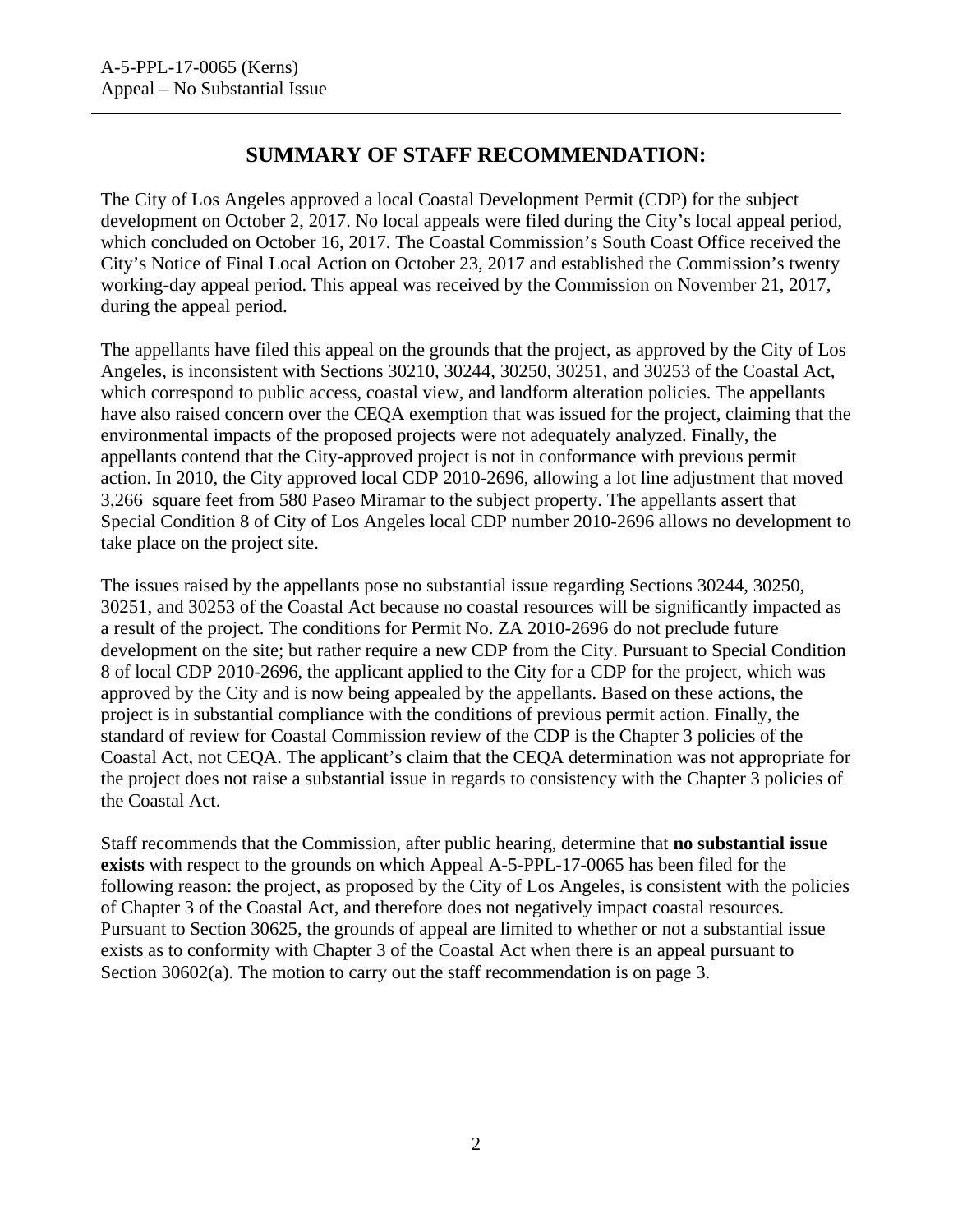## SUMMARY OF STAFF RECOMMENDATION:

The City of Los Angeles approved a local Coastal Development Permit (CDP) for the subject development on October 2, 2017. No local appeals were filed during the City's local appeal period, which concluded on October 16, 2017. The Coastal Commission's South Coast Office received the City's Notice of Final Local Action on October 23, 2017 and established the Commission's twenty working-day appeal period. This appeal was received by the Commission on November 21, 2017, during the appeal period.

The appellants have filed this appeal on the grounds that the project, as approved by the City of Los Angeles, is inconsistent with Sections 30210, 30244, 30250, 30251, and 30253 of the Coastal Act, which correspond to public access, coastal view, and landform alteration policies. The appellants have also raised concern over the CEQA exemption that was issued for the project, claiming that the environmental impacts of the proposed projects were not adequately analyzed. Finally, the appellants contend that the City-approved project is not in conformance with previous permit action. In 2010, the City approved local CDP 2010-2696, allowing a lot line adjustment that moved 3,266 square feet from 580 Paseo Miramar to the subject property. The appellants assert that Special Condition 8 of City of Los Angeles local CDP number 2010-2696 allows no development to take place on the project site.

The issues raised by the appellants pose no substantial issue regarding Sections 30244, 30250, 30251, and 30253 of the Coastal Act because no coastal resources will be significantly impacted as a result of the project. The conditions for Permit No. ZA 2010-2696 do not preclude future development on the site; but rather require a new CDP from the City. Pursuant to Special Condition 8 of local CDP 2010-2696, the applicant applied to the City for a CDP for the project, which was approved by the City and is now being appealed by the appellants. Based on these actions, the project is in substantial compliance with the conditions of previous permit action. Finally, the standard of review for Coastal Commission review of the CDP is the Chapter 3 policies of the Coastal Act, not CEQA. The applicant's claim that the CEQA determination was not appropriate for the project does not raise a substantial issue in regards to consistency with the Chapter 3 policies of the Coastal Act.

Staff recommends that the Commission, after public hearing, determine that **no substantial issue exists** with respect to the grounds on which Appeal A-5-PPL-17-0065 has been filed for the following reason: the project, as proposed by the City of Los Angeles, is consistent with the policies of Chapter 3 of the Coastal Act, and therefore does not negatively impact coastal resources. Pursuant to Section 30625, the grounds of appeal are limited to whether or not a substantial issue exists as to conformity with Chapter 3 of the Coastal Act when there is an appeal pursuant to Section 30602(a). The motion to carry out the staff recommendation is on page 3.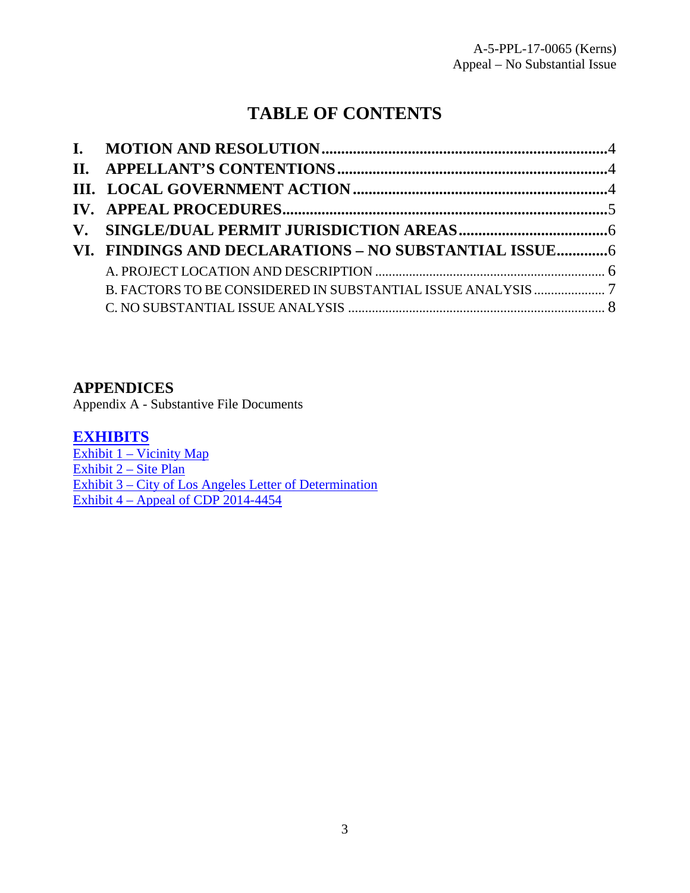# TABLE OF CONTENTS

**I. MOTION AND RESOLUTION** ........................................................................ 4
**II. APPELLANT'S CONTENTIONS** .................................................................... 4
**III. LOCAL GOVERNMENT ACTION** ................................................................. 4
**IV. APPEAL PROCEDURES** ................................................................................. 5
**V. SINGLE/DUAL PERMIT JURISDICTION AREAS** ...................................... 6
**VI. FINDINGS AND DECLARATIONS – NO SUBSTANTIAL ISSUE** ............ 6
- A. PROJECT LOCATION AND DESCRIPTION ................................................................... 6
- B. FACTORS TO BE CONSIDERED IN SUBSTANTIAL ISSUE ANALYSIS ..................... 7
- C. NO SUBSTANTIAL ISSUE ANALYSIS .......................................................................... 8

## APPENDICES

Appendix A - Substantive File Documents

## EXHIBITS

Exhibit 1 – Vicinity Map
Exhibit 2 – Site Plan
Exhibit 3 – City of Los Angeles Letter of Determination
Exhibit 4 – Appeal of CDP 2014-4454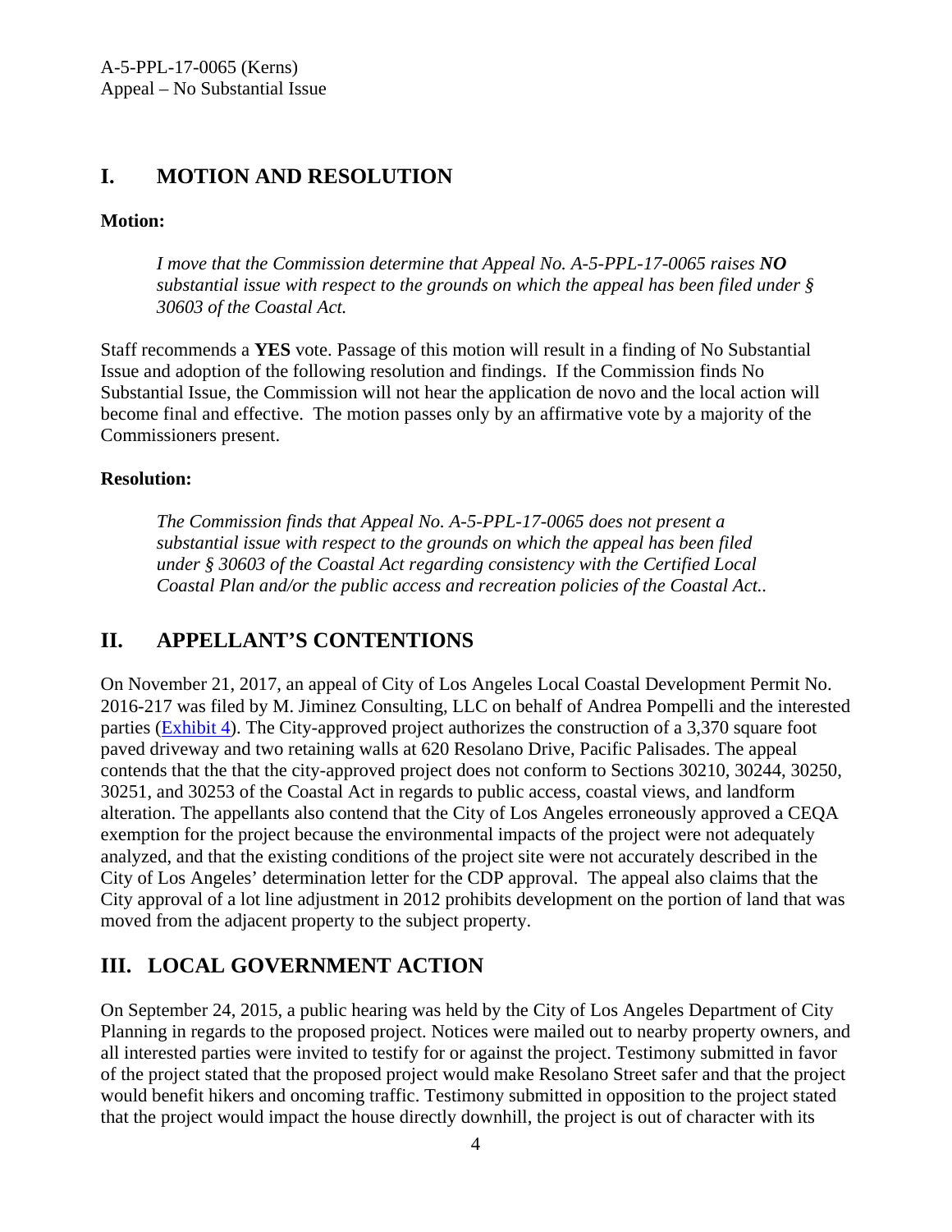## I. MOTION AND RESOLUTION

**Motion:**

*I move that the Commission determine that Appeal No. A-5-PPL-17-0065 raises **NO** substantial issue with respect to the grounds on which the appeal has been filed under § 30603 of the Coastal Act.*

Staff recommends a **YES** vote. Passage of this motion will result in a finding of No Substantial Issue and adoption of the following resolution and findings. If the Commission finds No Substantial Issue, the Commission will not hear the application de novo and the local action will become final and effective. The motion passes only by an affirmative vote by a majority of the Commissioners present.

**Resolution:**

*The Commission finds that Appeal No. A-5-PPL-17-0065 does not present a substantial issue with respect to the grounds on which the appeal has been filed under § 30603 of the Coastal Act regarding consistency with the Certified Local Coastal Plan and/or the public access and recreation policies of the Coastal Act..*

## II. APPELLANT'S CONTENTIONS

On November 21, 2017, an appeal of City of Los Angeles Local Coastal Development Permit No. 2016-217 was filed by M. Jiminez Consulting, LLC on behalf of Andrea Pompelli and the interested parties (Exhibit 4). The City-approved project authorizes the construction of a 3,370 square foot paved driveway and two retaining walls at 620 Resolano Drive, Pacific Palisades. The appeal contends that the that the city-approved project does not conform to Sections 30210, 30244, 30250, 30251, and 30253 of the Coastal Act in regards to public access, coastal views, and landform alteration. The appellants also contend that the City of Los Angeles erroneously approved a CEQA exemption for the project because the environmental impacts of the project were not adequately analyzed, and that the existing conditions of the project site were not accurately described in the City of Los Angeles' determination letter for the CDP approval. The appeal also claims that the City approval of a lot line adjustment in 2012 prohibits development on the portion of land that was moved from the adjacent property to the subject property.

## III. LOCAL GOVERNMENT ACTION

On September 24, 2015, a public hearing was held by the City of Los Angeles Department of City Planning in regards to the proposed project. Notices were mailed out to nearby property owners, and all interested parties were invited to testify for or against the project. Testimony submitted in favor of the project stated that the proposed project would make Resolano Street safer and that the project would benefit hikers and oncoming traffic. Testimony submitted in opposition to the project stated that the project would impact the house directly downhill, the project is out of character with its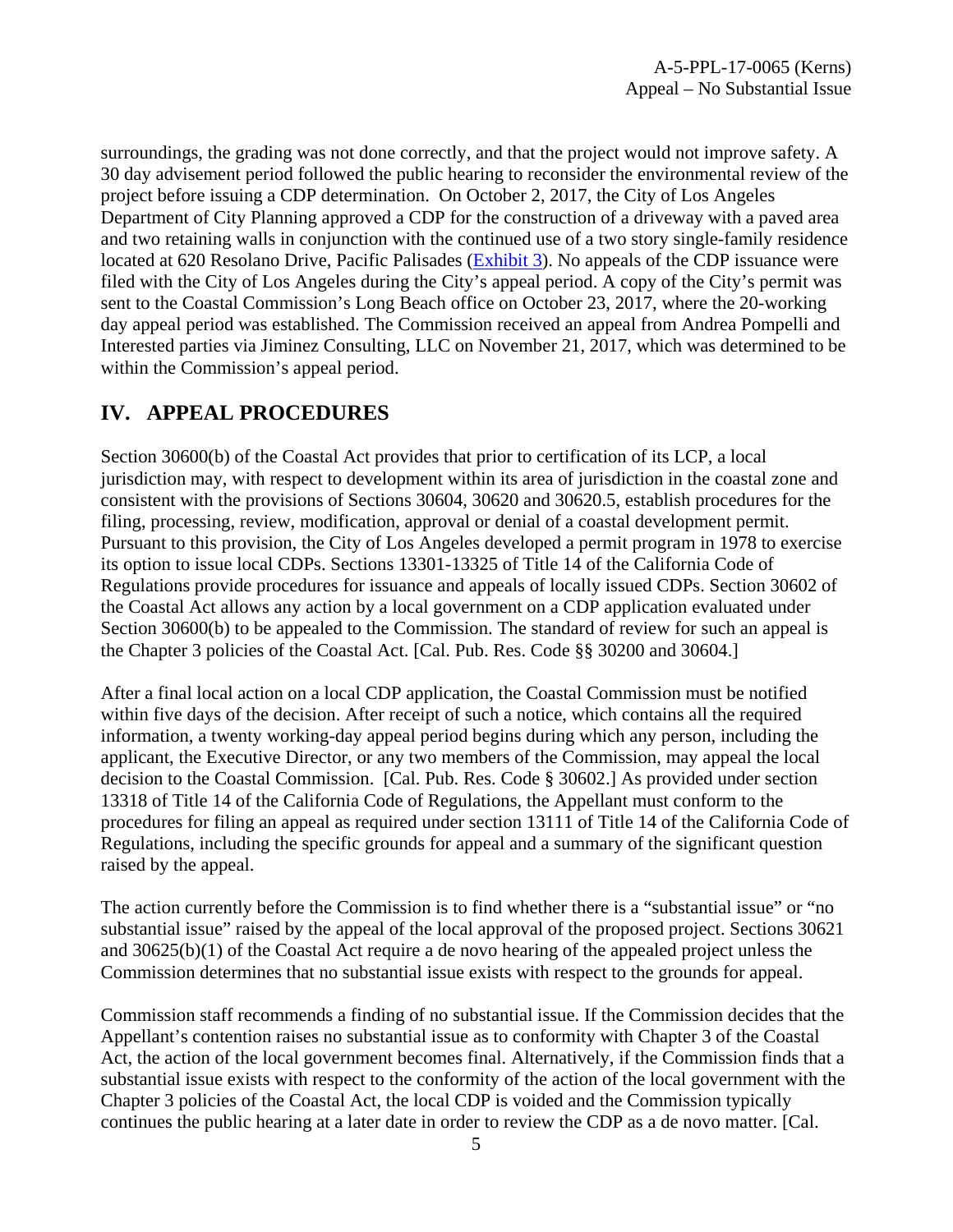surroundings, the grading was not done correctly, and that the project would not improve safety. A 30 day advisement period followed the public hearing to reconsider the environmental review of the project before issuing a CDP determination. On October 2, 2017, the City of Los Angeles Department of City Planning approved a CDP for the construction of a driveway with a paved area and two retaining walls in conjunction with the continued use of a two story single-family residence located at 620 Resolano Drive, Pacific Palisades (Exhibit 3). No appeals of the CDP issuance were filed with the City of Los Angeles during the City's appeal period. A copy of the City's permit was sent to the Coastal Commission's Long Beach office on October 23, 2017, where the 20-working day appeal period was established. The Commission received an appeal from Andrea Pompelli and Interested parties via Jiminez Consulting, LLC on November 21, 2017, which was determined to be within the Commission's appeal period.

## IV. APPEAL PROCEDURES

Section 30600(b) of the Coastal Act provides that prior to certification of its LCP, a local jurisdiction may, with respect to development within its area of jurisdiction in the coastal zone and consistent with the provisions of Sections 30604, 30620 and 30620.5, establish procedures for the filing, processing, review, modification, approval or denial of a coastal development permit. Pursuant to this provision, the City of Los Angeles developed a permit program in 1978 to exercise its option to issue local CDPs. Sections 13301-13325 of Title 14 of the California Code of Regulations provide procedures for issuance and appeals of locally issued CDPs. Section 30602 of the Coastal Act allows any action by a local government on a CDP application evaluated under Section 30600(b) to be appealed to the Commission. The standard of review for such an appeal is the Chapter 3 policies of the Coastal Act. [Cal. Pub. Res. Code §§ 30200 and 30604.]

After a final local action on a local CDP application, the Coastal Commission must be notified within five days of the decision. After receipt of such a notice, which contains all the required information, a twenty working-day appeal period begins during which any person, including the applicant, the Executive Director, or any two members of the Commission, may appeal the local decision to the Coastal Commission. [Cal. Pub. Res. Code § 30602.] As provided under section 13318 of Title 14 of the California Code of Regulations, the Appellant must conform to the procedures for filing an appeal as required under section 13111 of Title 14 of the California Code of Regulations, including the specific grounds for appeal and a summary of the significant question raised by the appeal.

The action currently before the Commission is to find whether there is a "substantial issue" or "no substantial issue" raised by the appeal of the local approval of the proposed project. Sections 30621 and 30625(b)(1) of the Coastal Act require a de novo hearing of the appealed project unless the Commission determines that no substantial issue exists with respect to the grounds for appeal.

Commission staff recommends a finding of no substantial issue. If the Commission decides that the Appellant's contention raises no substantial issue as to conformity with Chapter 3 of the Coastal Act, the action of the local government becomes final. Alternatively, if the Commission finds that a substantial issue exists with respect to the conformity of the action of the local government with the Chapter 3 policies of the Coastal Act, the local CDP is voided and the Commission typically continues the public hearing at a later date in order to review the CDP as a de novo matter. [Cal.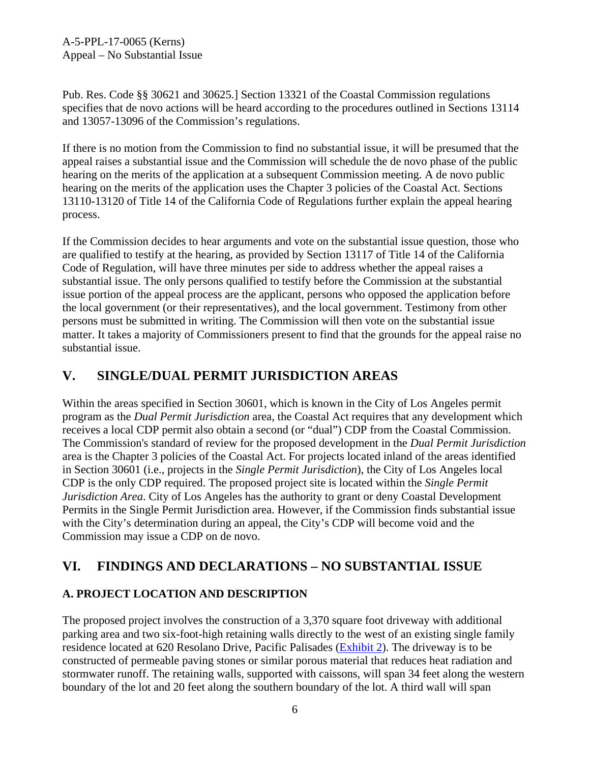Pub. Res. Code §§ 30621 and 30625.] Section 13321 of the Coastal Commission regulations specifies that de novo actions will be heard according to the procedures outlined in Sections 13114 and 13057-13096 of the Commission's regulations.

If there is no motion from the Commission to find no substantial issue, it will be presumed that the appeal raises a substantial issue and the Commission will schedule the de novo phase of the public hearing on the merits of the application at a subsequent Commission meeting. A de novo public hearing on the merits of the application uses the Chapter 3 policies of the Coastal Act. Sections 13110-13120 of Title 14 of the California Code of Regulations further explain the appeal hearing process.

If the Commission decides to hear arguments and vote on the substantial issue question, those who are qualified to testify at the hearing, as provided by Section 13117 of Title 14 of the California Code of Regulation, will have three minutes per side to address whether the appeal raises a substantial issue. The only persons qualified to testify before the Commission at the substantial issue portion of the appeal process are the applicant, persons who opposed the application before the local government (or their representatives), and the local government. Testimony from other persons must be submitted in writing. The Commission will then vote on the substantial issue matter. It takes a majority of Commissioners present to find that the grounds for the appeal raise no substantial issue.

## V. SINGLE/DUAL PERMIT JURISDICTION AREAS

Within the areas specified in Section 30601, which is known in the City of Los Angeles permit program as the *Dual Permit Jurisdiction* area, the Coastal Act requires that any development which receives a local CDP permit also obtain a second (or "dual") CDP from the Coastal Commission. The Commission's standard of review for the proposed development in the *Dual Permit Jurisdiction* area is the Chapter 3 policies of the Coastal Act. For projects located inland of the areas identified in Section 30601 (i.e., projects in the *Single Permit Jurisdiction*), the City of Los Angeles local CDP is the only CDP required. The proposed project site is located within the *Single Permit Jurisdiction Area*. City of Los Angeles has the authority to grant or deny Coastal Development Permits in the Single Permit Jurisdiction area. However, if the Commission finds substantial issue with the City's determination during an appeal, the City's CDP will become void and the Commission may issue a CDP on de novo.

## VI. FINDINGS AND DECLARATIONS – NO SUBSTANTIAL ISSUE

### A. PROJECT LOCATION AND DESCRIPTION

The proposed project involves the construction of a 3,370 square foot driveway with additional parking area and two six-foot-high retaining walls directly to the west of an existing single family residence located at 620 Resolano Drive, Pacific Palisades (Exhibit 2). The driveway is to be constructed of permeable paving stones or similar porous material that reduces heat radiation and stormwater runoff. The retaining walls, supported with caissons, will span 34 feet along the western boundary of the lot and 20 feet along the southern boundary of the lot. A third wall will span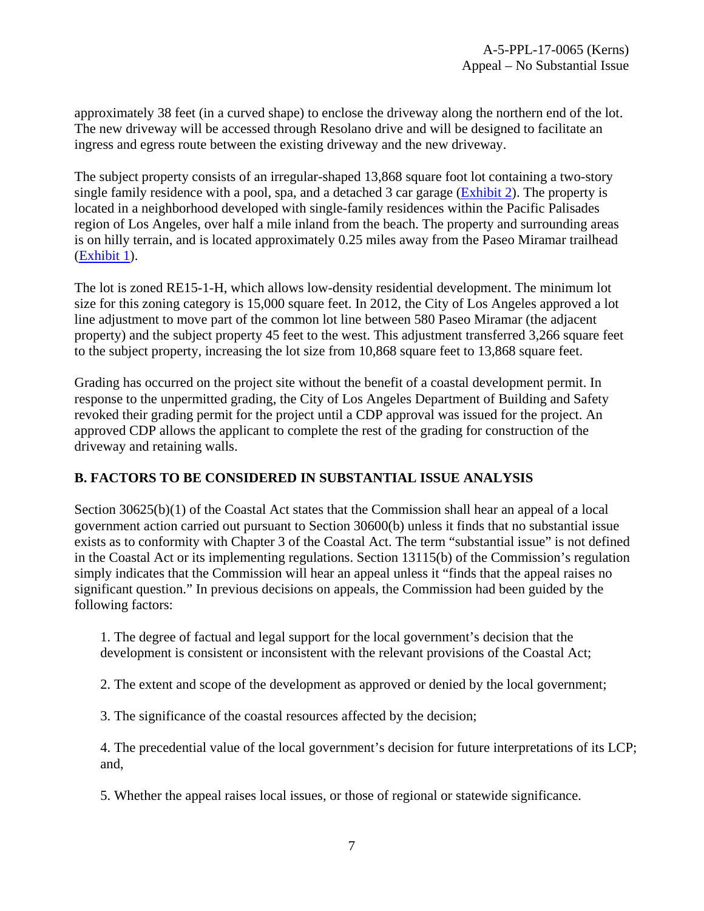approximately 38 feet (in a curved shape) to enclose the driveway along the northern end of the lot. The new driveway will be accessed through Resolano drive and will be designed to facilitate an ingress and egress route between the existing driveway and the new driveway.

The subject property consists of an irregular-shaped 13,868 square foot lot containing a two-story single family residence with a pool, spa, and a detached 3 car garage (Exhibit 2). The property is located in a neighborhood developed with single-family residences within the Pacific Palisades region of Los Angeles, over half a mile inland from the beach. The property and surrounding areas is on hilly terrain, and is located approximately 0.25 miles away from the Paseo Miramar trailhead (Exhibit 1).

The lot is zoned RE15-1-H, which allows low-density residential development. The minimum lot size for this zoning category is 15,000 square feet. In 2012, the City of Los Angeles approved a lot line adjustment to move part of the common lot line between 580 Paseo Miramar (the adjacent property) and the subject property 45 feet to the west. This adjustment transferred 3,266 square feet to the subject property, increasing the lot size from 10,868 square feet to 13,868 square feet.

Grading has occurred on the project site without the benefit of a coastal development permit. In response to the unpermitted grading, the City of Los Angeles Department of Building and Safety revoked their grading permit for the project until a CDP approval was issued for the project. An approved CDP allows the applicant to complete the rest of the grading for construction of the driveway and retaining walls.

## B. FACTORS TO BE CONSIDERED IN SUBSTANTIAL ISSUE ANALYSIS

Section 30625(b)(1) of the Coastal Act states that the Commission shall hear an appeal of a local government action carried out pursuant to Section 30600(b) unless it finds that no substantial issue exists as to conformity with Chapter 3 of the Coastal Act. The term "substantial issue" is not defined in the Coastal Act or its implementing regulations. Section 13115(b) of the Commission's regulation simply indicates that the Commission will hear an appeal unless it "finds that the appeal raises no significant question." In previous decisions on appeals, the Commission had been guided by the following factors:

1. The degree of factual and legal support for the local government's decision that the development is consistent or inconsistent with the relevant provisions of the Coastal Act;

2. The extent and scope of the development as approved or denied by the local government;

3. The significance of the coastal resources affected by the decision;

4. The precedential value of the local government's decision for future interpretations of its LCP; and,

5. Whether the appeal raises local issues, or those of regional or statewide significance.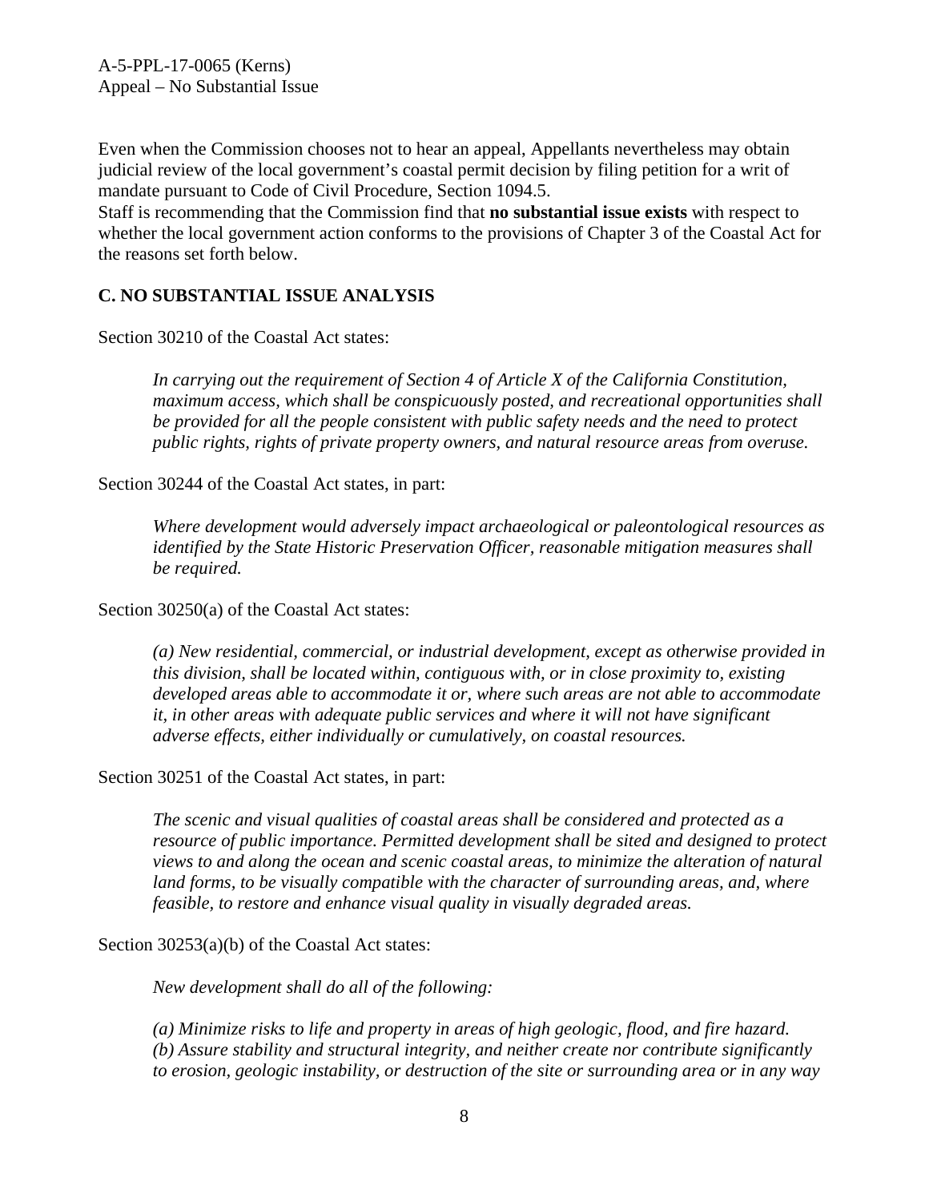Even when the Commission chooses not to hear an appeal, Appellants nevertheless may obtain judicial review of the local government's coastal permit decision by filing petition for a writ of mandate pursuant to Code of Civil Procedure, Section 1094.5.

Staff is recommending that the Commission find that **no substantial issue exists** with respect to whether the local government action conforms to the provisions of Chapter 3 of the Coastal Act for the reasons set forth below.

## C. NO SUBSTANTIAL ISSUE ANALYSIS

Section 30210 of the Coastal Act states:

> *In carrying out the requirement of Section 4 of Article X of the California Constitution, maximum access, which shall be conspicuously posted, and recreational opportunities shall be provided for all the people consistent with public safety needs and the need to protect public rights, rights of private property owners, and natural resource areas from overuse.*

Section 30244 of the Coastal Act states, in part:

> *Where development would adversely impact archaeological or paleontological resources as identified by the State Historic Preservation Officer, reasonable mitigation measures shall be required.*

Section 30250(a) of the Coastal Act states:

> *(a) New residential, commercial, or industrial development, except as otherwise provided in this division, shall be located within, contiguous with, or in close proximity to, existing developed areas able to accommodate it or, where such areas are not able to accommodate it, in other areas with adequate public services and where it will not have significant adverse effects, either individually or cumulatively, on coastal resources.*

Section 30251 of the Coastal Act states, in part:

> *The scenic and visual qualities of coastal areas shall be considered and protected as a resource of public importance. Permitted development shall be sited and designed to protect views to and along the ocean and scenic coastal areas, to minimize the alteration of natural land forms, to be visually compatible with the character of surrounding areas, and, where feasible, to restore and enhance visual quality in visually degraded areas.*

Section 30253(a)(b) of the Coastal Act states:

> *New development shall do all of the following:*
>
> *(a) Minimize risks to life and property in areas of high geologic, flood, and fire hazard.*
> *(b) Assure stability and structural integrity, and neither create nor contribute significantly to erosion, geologic instability, or destruction of the site or surrounding area or in any way*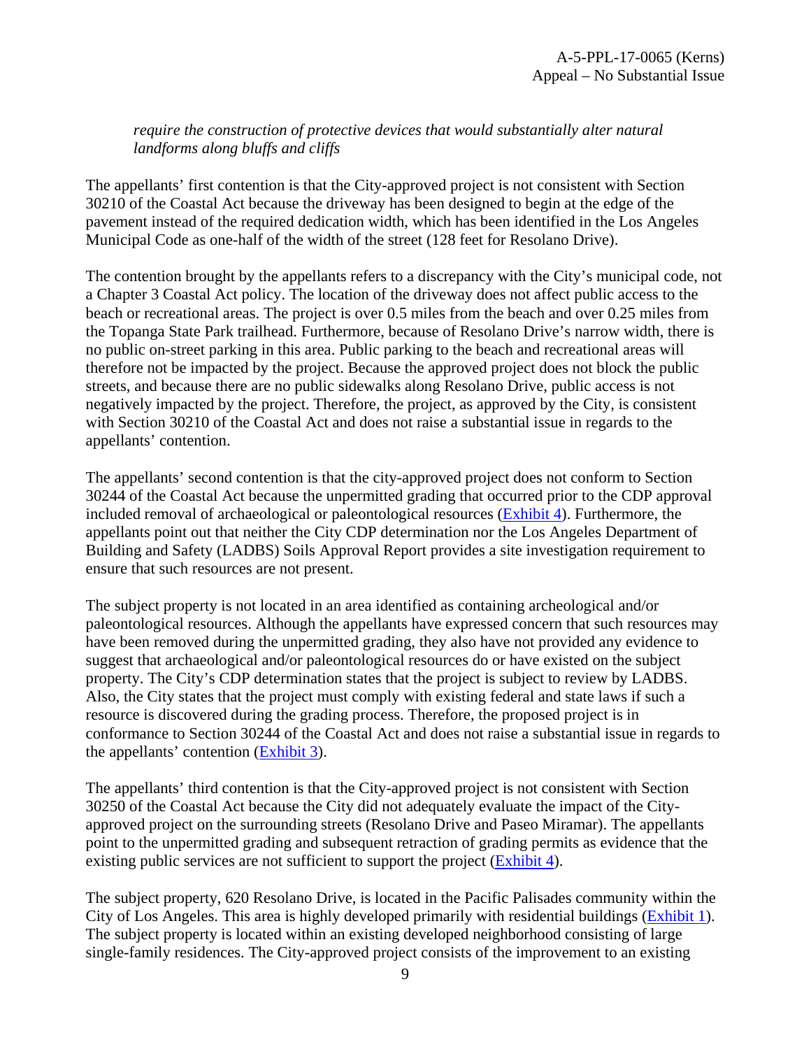*require the construction of protective devices that would substantially alter natural landforms along bluffs and cliffs*

The appellants' first contention is that the City-approved project is not consistent with Section 30210 of the Coastal Act because the driveway has been designed to begin at the edge of the pavement instead of the required dedication width, which has been identified in the Los Angeles Municipal Code as one-half of the width of the street (128 feet for Resolano Drive).

The contention brought by the appellants refers to a discrepancy with the City's municipal code, not a Chapter 3 Coastal Act policy. The location of the driveway does not affect public access to the beach or recreational areas. The project is over 0.5 miles from the beach and over 0.25 miles from the Topanga State Park trailhead. Furthermore, because of Resolano Drive's narrow width, there is no public on-street parking in this area. Public parking to the beach and recreational areas will therefore not be impacted by the project. Because the approved project does not block the public streets, and because there are no public sidewalks along Resolano Drive, public access is not negatively impacted by the project. Therefore, the project, as approved by the City, is consistent with Section 30210 of the Coastal Act and does not raise a substantial issue in regards to the appellants' contention.

The appellants' second contention is that the city-approved project does not conform to Section 30244 of the Coastal Act because the unpermitted grading that occurred prior to the CDP approval included removal of archaeological or paleontological resources (Exhibit 4). Furthermore, the appellants point out that neither the City CDP determination nor the Los Angeles Department of Building and Safety (LADBS) Soils Approval Report provides a site investigation requirement to ensure that such resources are not present.

The subject property is not located in an area identified as containing archeological and/or paleontological resources. Although the appellants have expressed concern that such resources may have been removed during the unpermitted grading, they also have not provided any evidence to suggest that archaeological and/or paleontological resources do or have existed on the subject property. The City's CDP determination states that the project is subject to review by LADBS. Also, the City states that the project must comply with existing federal and state laws if such a resource is discovered during the grading process. Therefore, the proposed project is in conformance to Section 30244 of the Coastal Act and does not raise a substantial issue in regards to the appellants' contention (Exhibit 3).

The appellants' third contention is that the City-approved project is not consistent with Section 30250 of the Coastal Act because the City did not adequately evaluate the impact of the City-approved project on the surrounding streets (Resolano Drive and Paseo Miramar). The appellants point to the unpermitted grading and subsequent retraction of grading permits as evidence that the existing public services are not sufficient to support the project (Exhibit 4).

The subject property, 620 Resolano Drive, is located in the Pacific Palisades community within the City of Los Angeles. This area is highly developed primarily with residential buildings (Exhibit 1). The subject property is located within an existing developed neighborhood consisting of large single-family residences. The City-approved project consists of the improvement to an existing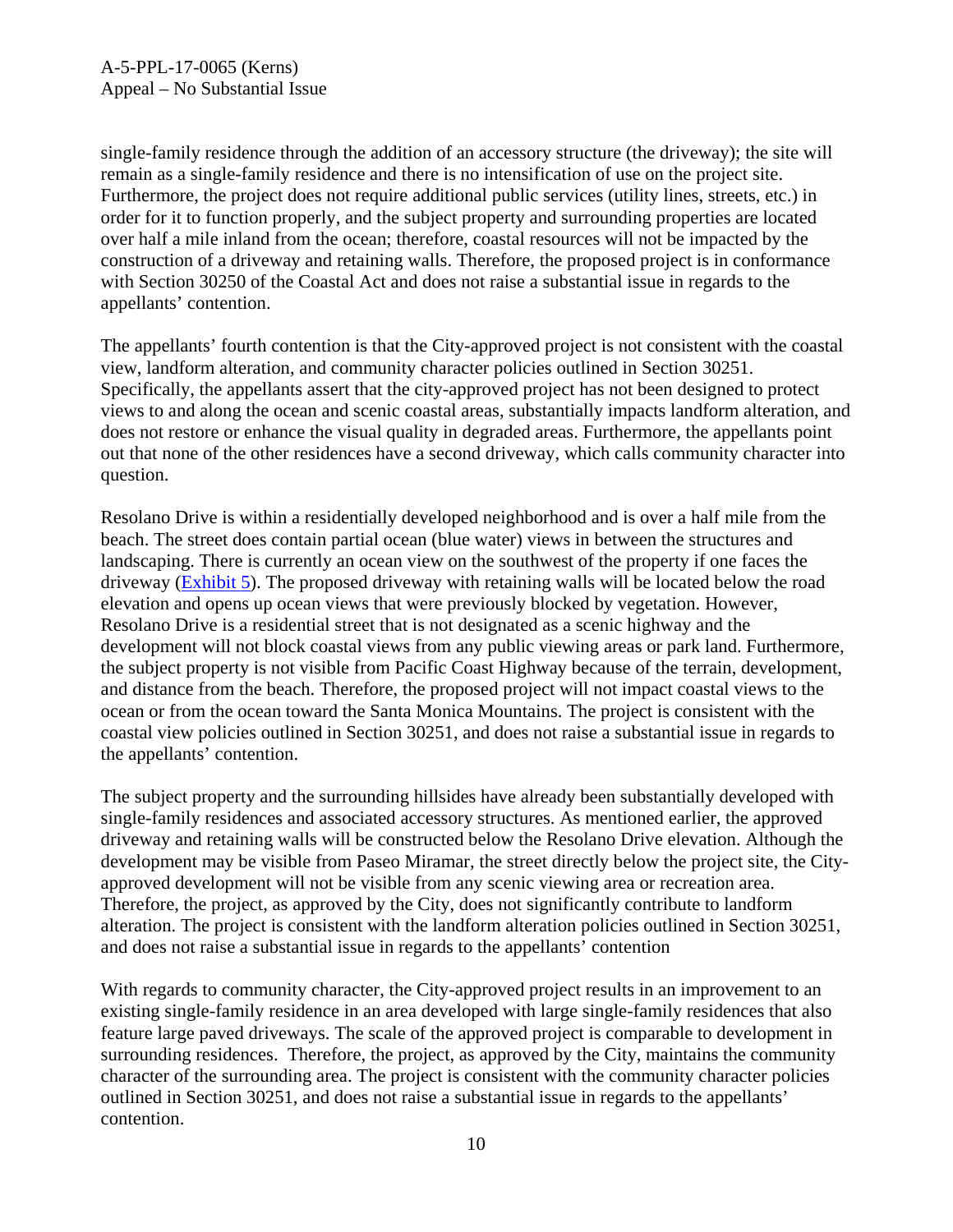single-family residence through the addition of an accessory structure (the driveway); the site will remain as a single-family residence and there is no intensification of use on the project site. Furthermore, the project does not require additional public services (utility lines, streets, etc.) in order for it to function properly, and the subject property and surrounding properties are located over half a mile inland from the ocean; therefore, coastal resources will not be impacted by the construction of a driveway and retaining walls. Therefore, the proposed project is in conformance with Section 30250 of the Coastal Act and does not raise a substantial issue in regards to the appellants' contention.

The appellants' fourth contention is that the City-approved project is not consistent with the coastal view, landform alteration, and community character policies outlined in Section 30251. Specifically, the appellants assert that the city-approved project has not been designed to protect views to and along the ocean and scenic coastal areas, substantially impacts landform alteration, and does not restore or enhance the visual quality in degraded areas. Furthermore, the appellants point out that none of the other residences have a second driveway, which calls community character into question.

Resolano Drive is within a residentially developed neighborhood and is over a half mile from the beach. The street does contain partial ocean (blue water) views in between the structures and landscaping. There is currently an ocean view on the southwest of the property if one faces the driveway (Exhibit 5). The proposed driveway with retaining walls will be located below the road elevation and opens up ocean views that were previously blocked by vegetation. However, Resolano Drive is a residential street that is not designated as a scenic highway and the development will not block coastal views from any public viewing areas or park land. Furthermore, the subject property is not visible from Pacific Coast Highway because of the terrain, development, and distance from the beach. Therefore, the proposed project will not impact coastal views to the ocean or from the ocean toward the Santa Monica Mountains. The project is consistent with the coastal view policies outlined in Section 30251, and does not raise a substantial issue in regards to the appellants' contention.

The subject property and the surrounding hillsides have already been substantially developed with single-family residences and associated accessory structures. As mentioned earlier, the approved driveway and retaining walls will be constructed below the Resolano Drive elevation. Although the development may be visible from Paseo Miramar, the street directly below the project site, the City-approved development will not be visible from any scenic viewing area or recreation area. Therefore, the project, as approved by the City, does not significantly contribute to landform alteration. The project is consistent with the landform alteration policies outlined in Section 30251, and does not raise a substantial issue in regards to the appellants' contention

With regards to community character, the City-approved project results in an improvement to an existing single-family residence in an area developed with large single-family residences that also feature large paved driveways. The scale of the approved project is comparable to development in surrounding residences. Therefore, the project, as approved by the City, maintains the community character of the surrounding area. The project is consistent with the community character policies outlined in Section 30251, and does not raise a substantial issue in regards to the appellants' contention.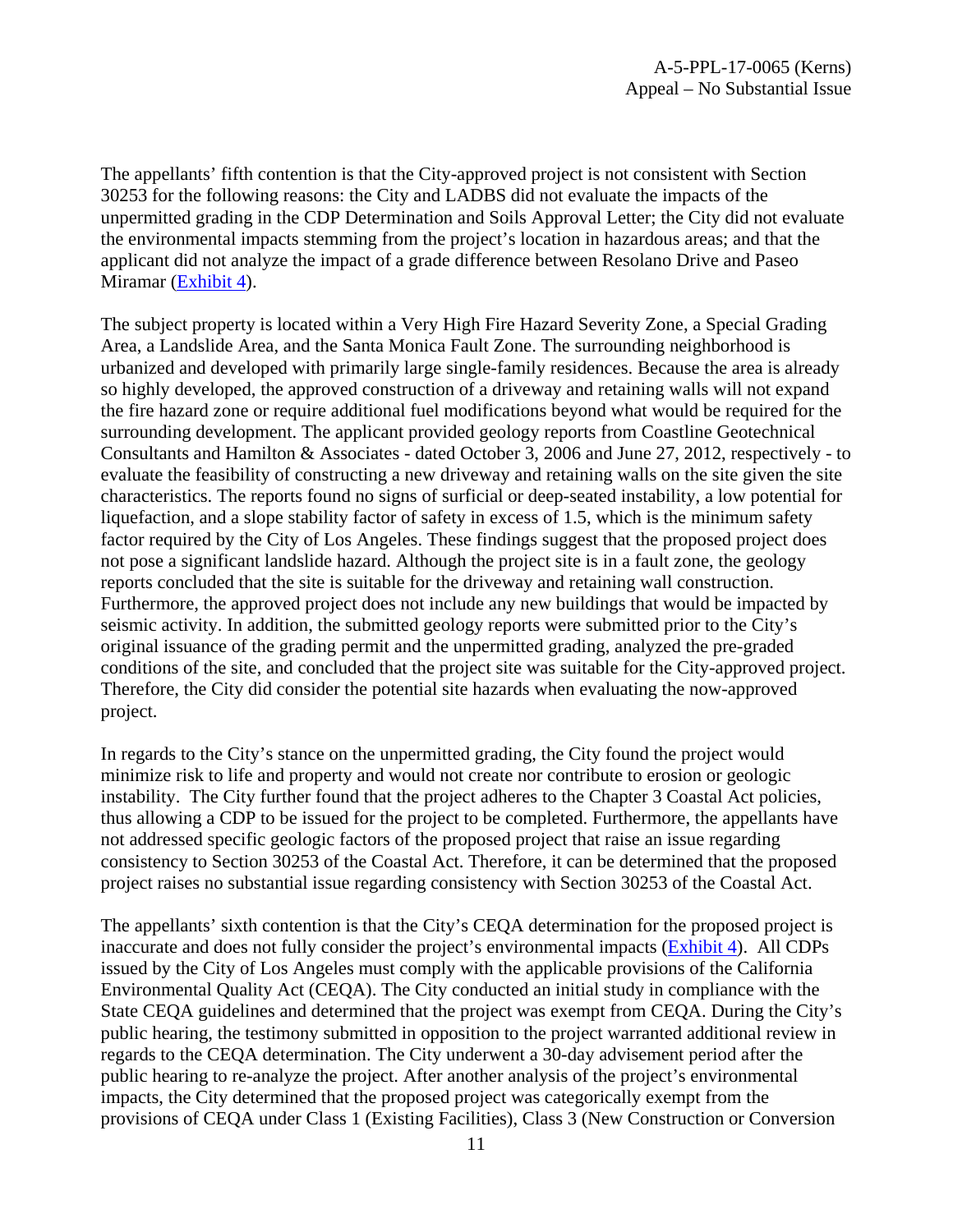The appellants' fifth contention is that the City-approved project is not consistent with Section 30253 for the following reasons: the City and LADBS did not evaluate the impacts of the unpermitted grading in the CDP Determination and Soils Approval Letter; the City did not evaluate the environmental impacts stemming from the project's location in hazardous areas; and that the applicant did not analyze the impact of a grade difference between Resolano Drive and Paseo Miramar (Exhibit 4).

The subject property is located within a Very High Fire Hazard Severity Zone, a Special Grading Area, a Landslide Area, and the Santa Monica Fault Zone. The surrounding neighborhood is urbanized and developed with primarily large single-family residences. Because the area is already so highly developed, the approved construction of a driveway and retaining walls will not expand the fire hazard zone or require additional fuel modifications beyond what would be required for the surrounding development. The applicant provided geology reports from Coastline Geotechnical Consultants and Hamilton & Associates - dated October 3, 2006 and June 27, 2012, respectively - to evaluate the feasibility of constructing a new driveway and retaining walls on the site given the site characteristics. The reports found no signs of surficial or deep-seated instability, a low potential for liquefaction, and a slope stability factor of safety in excess of 1.5, which is the minimum safety factor required by the City of Los Angeles. These findings suggest that the proposed project does not pose a significant landslide hazard. Although the project site is in a fault zone, the geology reports concluded that the site is suitable for the driveway and retaining wall construction. Furthermore, the approved project does not include any new buildings that would be impacted by seismic activity. In addition, the submitted geology reports were submitted prior to the City's original issuance of the grading permit and the unpermitted grading, analyzed the pre-graded conditions of the site, and concluded that the project site was suitable for the City-approved project. Therefore, the City did consider the potential site hazards when evaluating the now-approved project.

In regards to the City's stance on the unpermitted grading, the City found the project would minimize risk to life and property and would not create nor contribute to erosion or geologic instability. The City further found that the project adheres to the Chapter 3 Coastal Act policies, thus allowing a CDP to be issued for the project to be completed. Furthermore, the appellants have not addressed specific geologic factors of the proposed project that raise an issue regarding consistency to Section 30253 of the Coastal Act. Therefore, it can be determined that the proposed project raises no substantial issue regarding consistency with Section 30253 of the Coastal Act.

The appellants' sixth contention is that the City's CEQA determination for the proposed project is inaccurate and does not fully consider the project's environmental impacts (Exhibit 4). All CDPs issued by the City of Los Angeles must comply with the applicable provisions of the California Environmental Quality Act (CEQA). The City conducted an initial study in compliance with the State CEQA guidelines and determined that the project was exempt from CEQA. During the City's public hearing, the testimony submitted in opposition to the project warranted additional review in regards to the CEQA determination. The City underwent a 30-day advisement period after the public hearing to re-analyze the project. After another analysis of the project's environmental impacts, the City determined that the proposed project was categorically exempt from the provisions of CEQA under Class 1 (Existing Facilities), Class 3 (New Construction or Conversion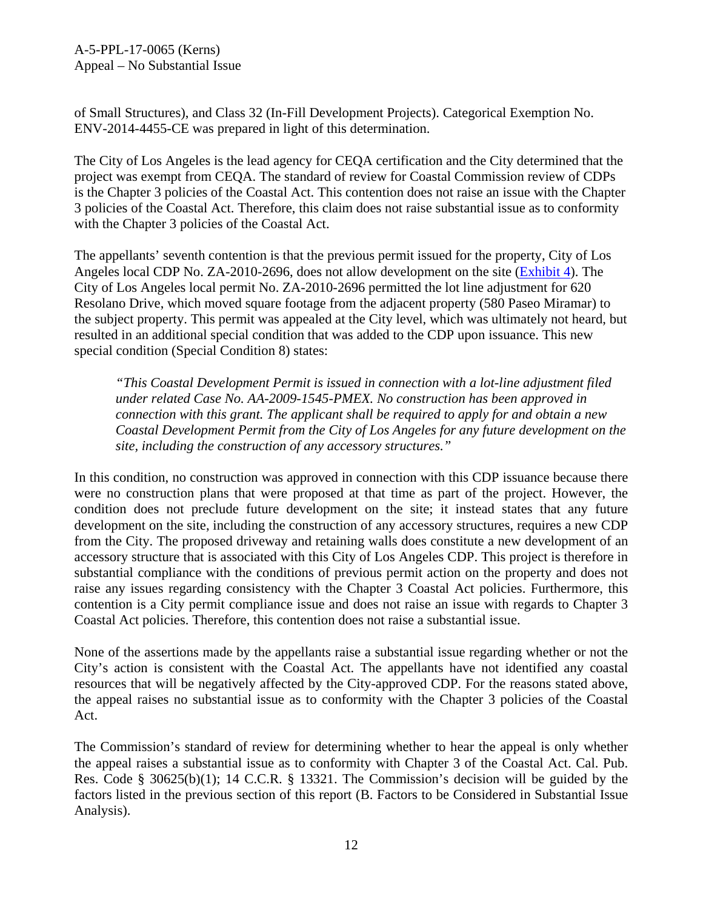of Small Structures), and Class 32 (In-Fill Development Projects). Categorical Exemption No. ENV-2014-4455-CE was prepared in light of this determination.

The City of Los Angeles is the lead agency for CEQA certification and the City determined that the project was exempt from CEQA. The standard of review for Coastal Commission review of CDPs is the Chapter 3 policies of the Coastal Act. This contention does not raise an issue with the Chapter 3 policies of the Coastal Act. Therefore, this claim does not raise substantial issue as to conformity with the Chapter 3 policies of the Coastal Act.

The appellants' seventh contention is that the previous permit issued for the property, City of Los Angeles local CDP No. ZA-2010-2696, does not allow development on the site (Exhibit 4). The City of Los Angeles local permit No. ZA-2010-2696 permitted the lot line adjustment for 620 Resolano Drive, which moved square footage from the adjacent property (580 Paseo Miramar) to the subject property. This permit was appealed at the City level, which was ultimately not heard, but resulted in an additional special condition that was added to the CDP upon issuance. This new special condition (Special Condition 8) states:

> *"This Coastal Development Permit is issued in connection with a lot-line adjustment filed under related Case No. AA-2009-1545-PMEX. No construction has been approved in connection with this grant. The applicant shall be required to apply for and obtain a new Coastal Development Permit from the City of Los Angeles for any future development on the site, including the construction of any accessory structures."*

In this condition, no construction was approved in connection with this CDP issuance because there were no construction plans that were proposed at that time as part of the project. However, the condition does not preclude future development on the site; it instead states that any future development on the site, including the construction of any accessory structures, requires a new CDP from the City. The proposed driveway and retaining walls does constitute a new development of an accessory structure that is associated with this City of Los Angeles CDP. This project is therefore in substantial compliance with the conditions of previous permit action on the property and does not raise any issues regarding consistency with the Chapter 3 Coastal Act policies. Furthermore, this contention is a City permit compliance issue and does not raise an issue with regards to Chapter 3 Coastal Act policies. Therefore, this contention does not raise a substantial issue.

None of the assertions made by the appellants raise a substantial issue regarding whether or not the City's action is consistent with the Coastal Act. The appellants have not identified any coastal resources that will be negatively affected by the City-approved CDP. For the reasons stated above, the appeal raises no substantial issue as to conformity with the Chapter 3 policies of the Coastal Act.

The Commission's standard of review for determining whether to hear the appeal is only whether the appeal raises a substantial issue as to conformity with Chapter 3 of the Coastal Act. Cal. Pub. Res. Code § 30625(b)(1); 14 C.C.R. § 13321. The Commission's decision will be guided by the factors listed in the previous section of this report (B. Factors to be Considered in Substantial Issue Analysis).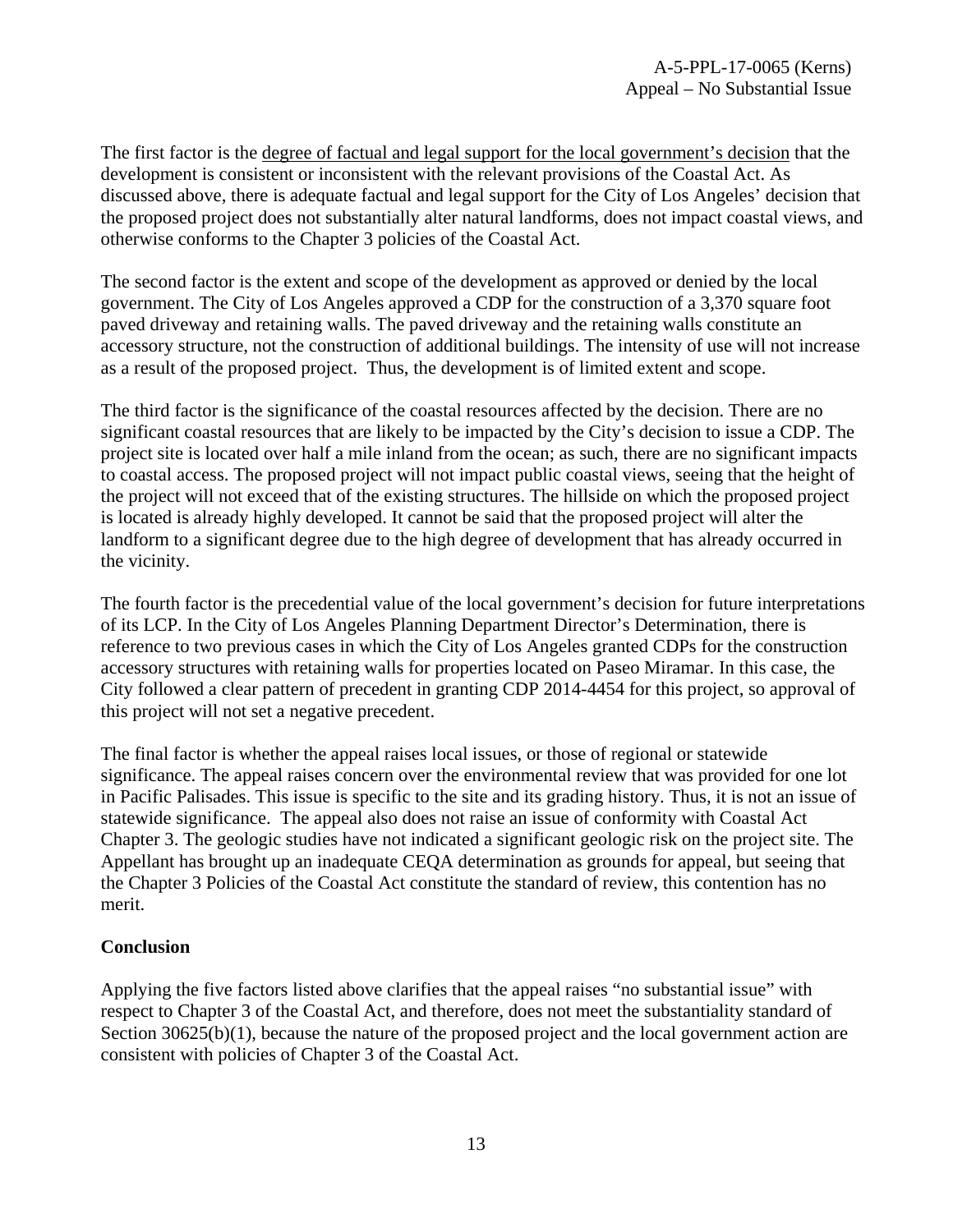The first factor is the <u>degree of factual and legal support for the local government's decision</u> that the development is consistent or inconsistent with the relevant provisions of the Coastal Act. As discussed above, there is adequate factual and legal support for the City of Los Angeles' decision that the proposed project does not substantially alter natural landforms, does not impact coastal views, and otherwise conforms to the Chapter 3 policies of the Coastal Act.

The second factor is the extent and scope of the development as approved or denied by the local government. The City of Los Angeles approved a CDP for the construction of a 3,370 square foot paved driveway and retaining walls. The paved driveway and the retaining walls constitute an accessory structure, not the construction of additional buildings. The intensity of use will not increase as a result of the proposed project. Thus, the development is of limited extent and scope.

The third factor is the significance of the coastal resources affected by the decision. There are no significant coastal resources that are likely to be impacted by the City's decision to issue a CDP. The project site is located over half a mile inland from the ocean; as such, there are no significant impacts to coastal access. The proposed project will not impact public coastal views, seeing that the height of the project will not exceed that of the existing structures. The hillside on which the proposed project is located is already highly developed. It cannot be said that the proposed project will alter the landform to a significant degree due to the high degree of development that has already occurred in the vicinity.

The fourth factor is the precedential value of the local government's decision for future interpretations of its LCP. In the City of Los Angeles Planning Department Director's Determination, there is reference to two previous cases in which the City of Los Angeles granted CDPs for the construction accessory structures with retaining walls for properties located on Paseo Miramar. In this case, the City followed a clear pattern of precedent in granting CDP 2014-4454 for this project, so approval of this project will not set a negative precedent.

The final factor is whether the appeal raises local issues, or those of regional or statewide significance. The appeal raises concern over the environmental review that was provided for one lot in Pacific Palisades. This issue is specific to the site and its grading history. Thus, it is not an issue of statewide significance. The appeal also does not raise an issue of conformity with Coastal Act Chapter 3. The geologic studies have not indicated a significant geologic risk on the project site. The Appellant has brought up an inadequate CEQA determination as grounds for appeal, but seeing that the Chapter 3 Policies of the Coastal Act constitute the standard of review, this contention has no merit.

**Conclusion**

Applying the five factors listed above clarifies that the appeal raises "no substantial issue" with respect to Chapter 3 of the Coastal Act, and therefore, does not meet the substantiality standard of Section 30625(b)(1), because the nature of the proposed project and the local government action are consistent with policies of Chapter 3 of the Coastal Act.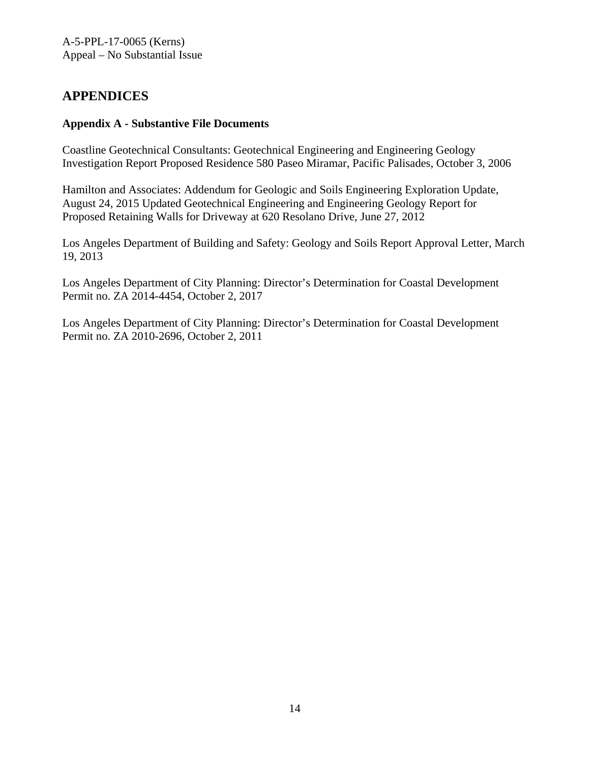# APPENDICES

### Appendix A - Substantive File Documents

Coastline Geotechnical Consultants: Geotechnical Engineering and Engineering Geology Investigation Report Proposed Residence 580 Paseo Miramar, Pacific Palisades, October 3, 2006

Hamilton and Associates: Addendum for Geologic and Soils Engineering Exploration Update, August 24, 2015 Updated Geotechnical Engineering and Engineering Geology Report for Proposed Retaining Walls for Driveway at 620 Resolano Drive, June 27, 2012

Los Angeles Department of Building and Safety: Geology and Soils Report Approval Letter, March 19, 2013

Los Angeles Department of City Planning: Director's Determination for Coastal Development Permit no. ZA 2014-4454, October 2, 2017

Los Angeles Department of City Planning: Director's Determination for Coastal Development Permit no. ZA 2010-2696, October 2, 2011